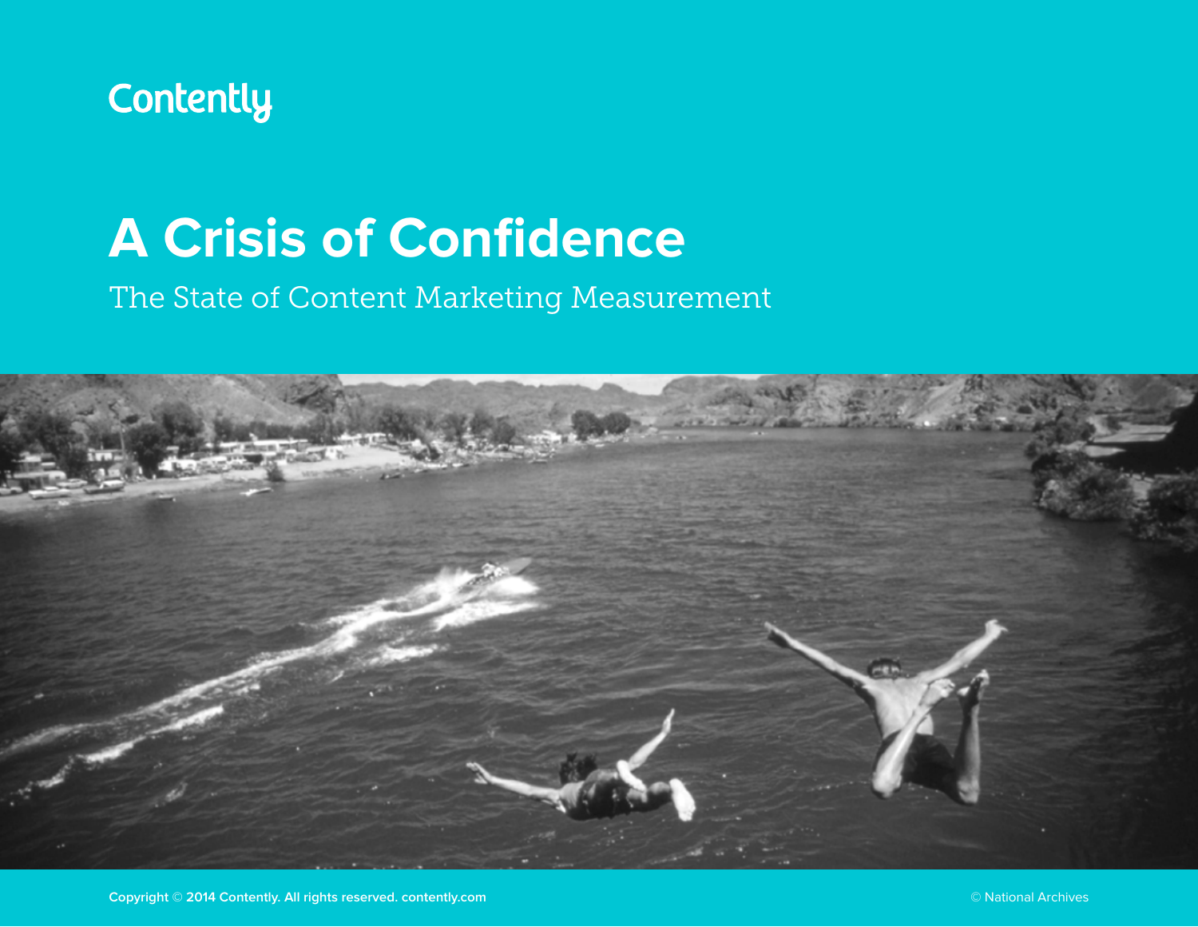Contently

# A Crisis of Confidence

## The State of Content Marketing Measurement

Copyright © 2014 Contently. All rights reserved. contently.com

© National Archives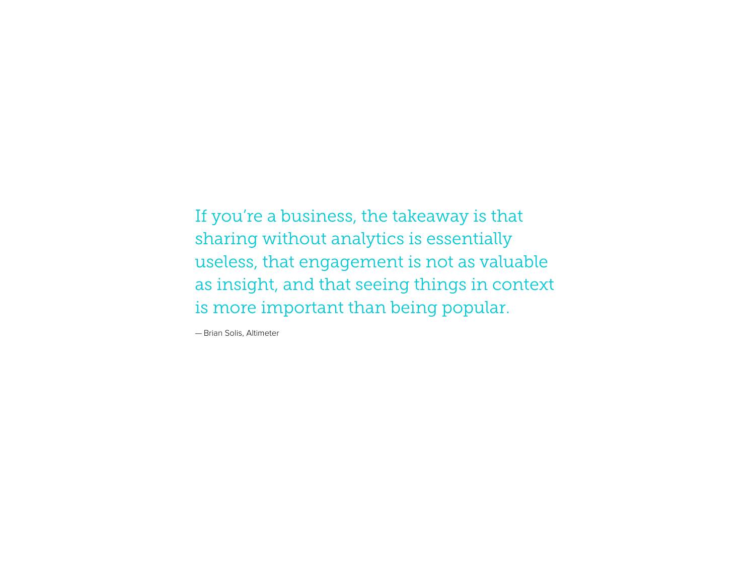> If you're a business, the takeaway is that sharing without analytics is essentially useless, that engagement is not as valuable as insight, and that seeing things in context is more important than being popular.
>
> — Brian Solis, Altimeter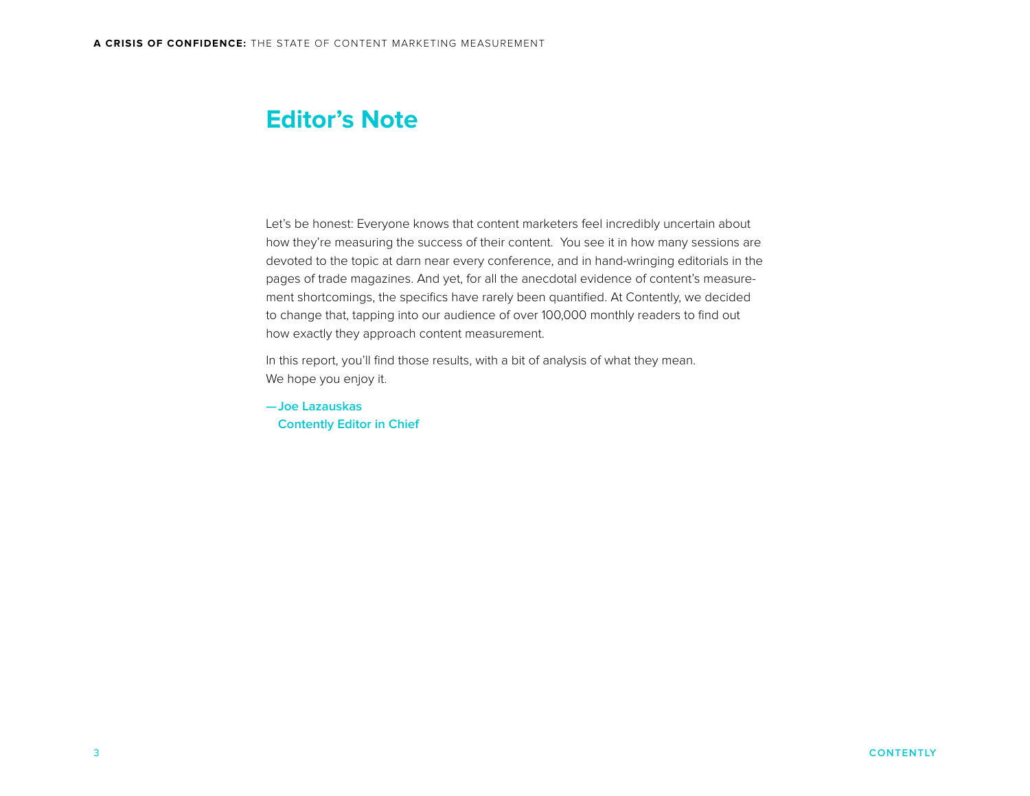# Editor's Note

Let's be honest: Everyone knows that content marketers feel incredibly uncertain about how they're measuring the success of their content. You see it in how many sessions are devoted to the topic at darn near every conference, and in hand-wringing editorials in the pages of trade magazines. And yet, for all the anecdotal evidence of content's measurement shortcomings, the specifics have rarely been quantified. At Contently, we decided to change that, tapping into our audience of over 100,000 monthly readers to find out how exactly they approach content measurement.

In this report, you'll find those results, with a bit of analysis of what they mean.
We hope you enjoy it.

**—Joe Lazauskas**
**Contently Editor in Chief**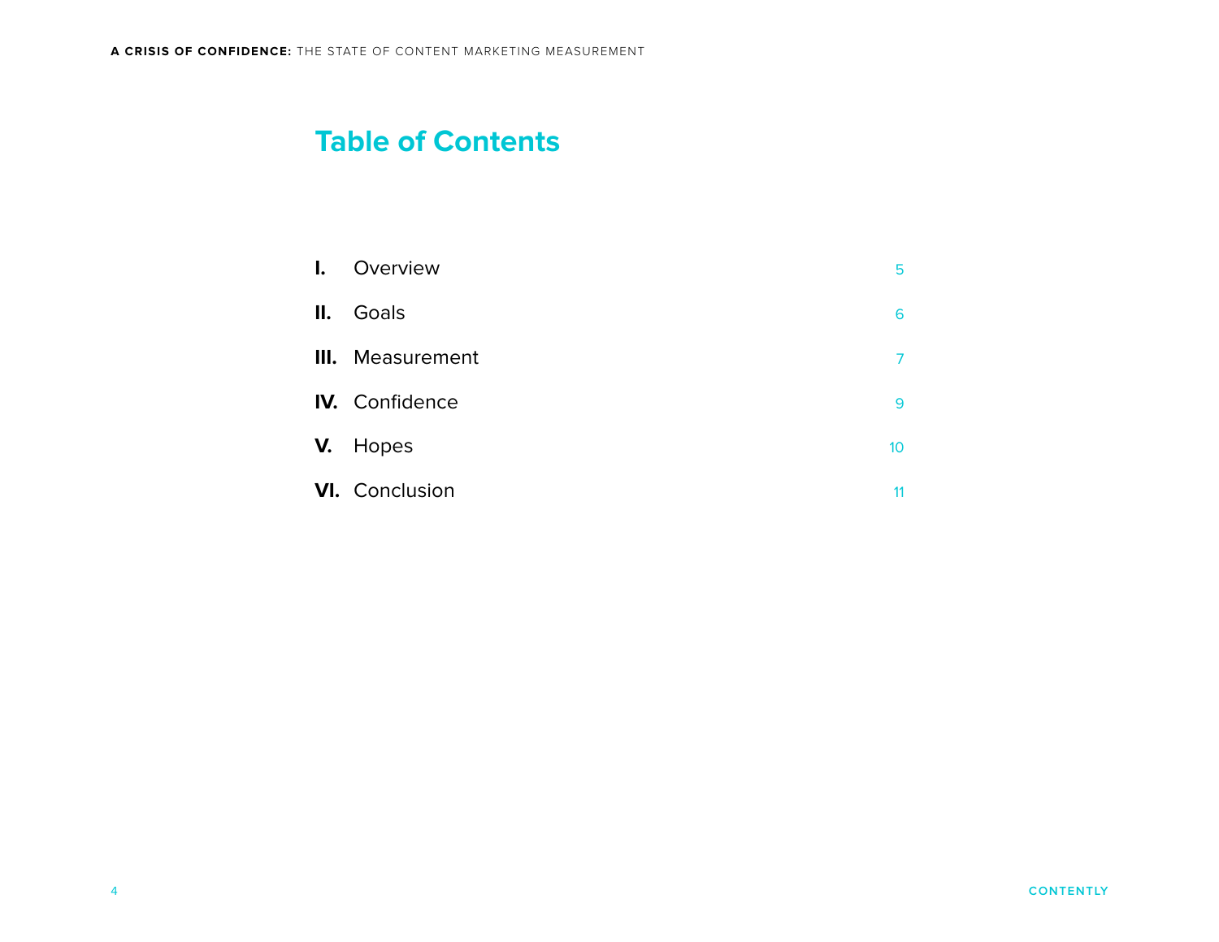# Table of Contents

| | | |
|---|---|---|
| **I.** | Overview | 5 |
| **II.** | Goals | 6 |
| **III.** | Measurement | 7 |
| **IV.** | Confidence | 9 |
| **V.** | Hopes | 10 |
| **VI.** | Conclusion | 11 |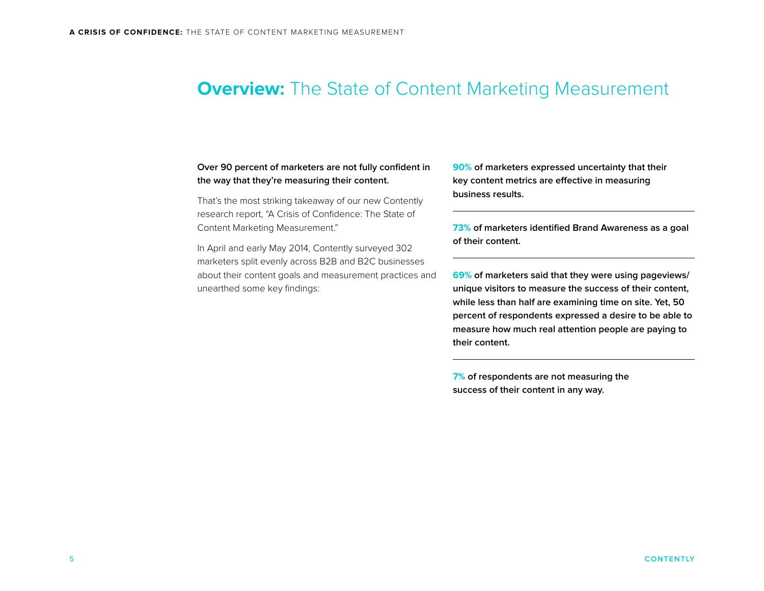# **Overview:** The State of Content Marketing Measurement

**Over 90 percent of marketers are not fully confident in the way that they're measuring their content.**

That's the most striking takeaway of our new Contently research report, "A Crisis of Confidence: The State of Content Marketing Measurement."

In April and early May 2014, Contently surveyed 302 marketers split evenly across B2B and B2C businesses about their content goals and measurement practices and unearthed some key findings:

**90% of marketers expressed uncertainty that their key content metrics are effective in measuring business results.**

---

**73% of marketers identified Brand Awareness as a goal of their content.**

---

**69% of marketers said that they were using pageviews/unique visitors to measure the success of their content, while less than half are examining time on site. Yet, 50 percent of respondents expressed a desire to be able to measure how much real attention people are paying to their content.**

---

**7% of respondents are not measuring the success of their content in any way.**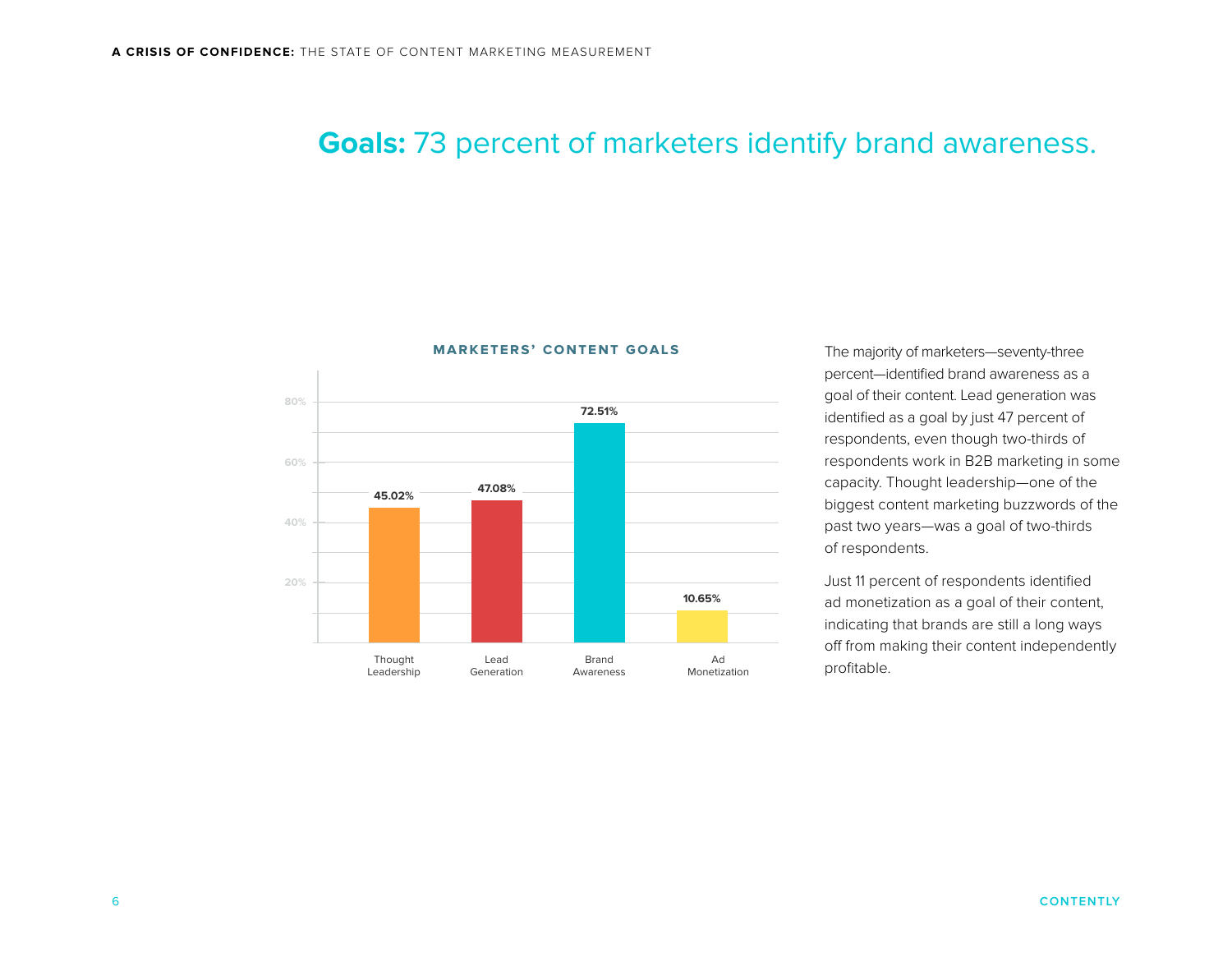# **Goals:** 73 percent of marketers identify brand awareness.

**MARKETERS' CONTENT GOALS**

| Goal | Percent |
|---|---|
| Thought Leadership | 45.02% |
| Lead Generation | 47.08% |
| Brand Awareness | 72.51% |
| Ad Monetization | 10.65% |

The majority of marketers—seventy-three percent—identified brand awareness as a goal of their content. Lead generation was identified as a goal by just 47 percent of respondents, even though two-thirds of respondents work in B2B marketing in some capacity. Thought leadership—one of the biggest content marketing buzzwords of the past two years—was a goal of two-thirds of respondents.

Just 11 percent of respondents identified ad monetization as a goal of their content, indicating that brands are still a long ways off from making their content independently profitable.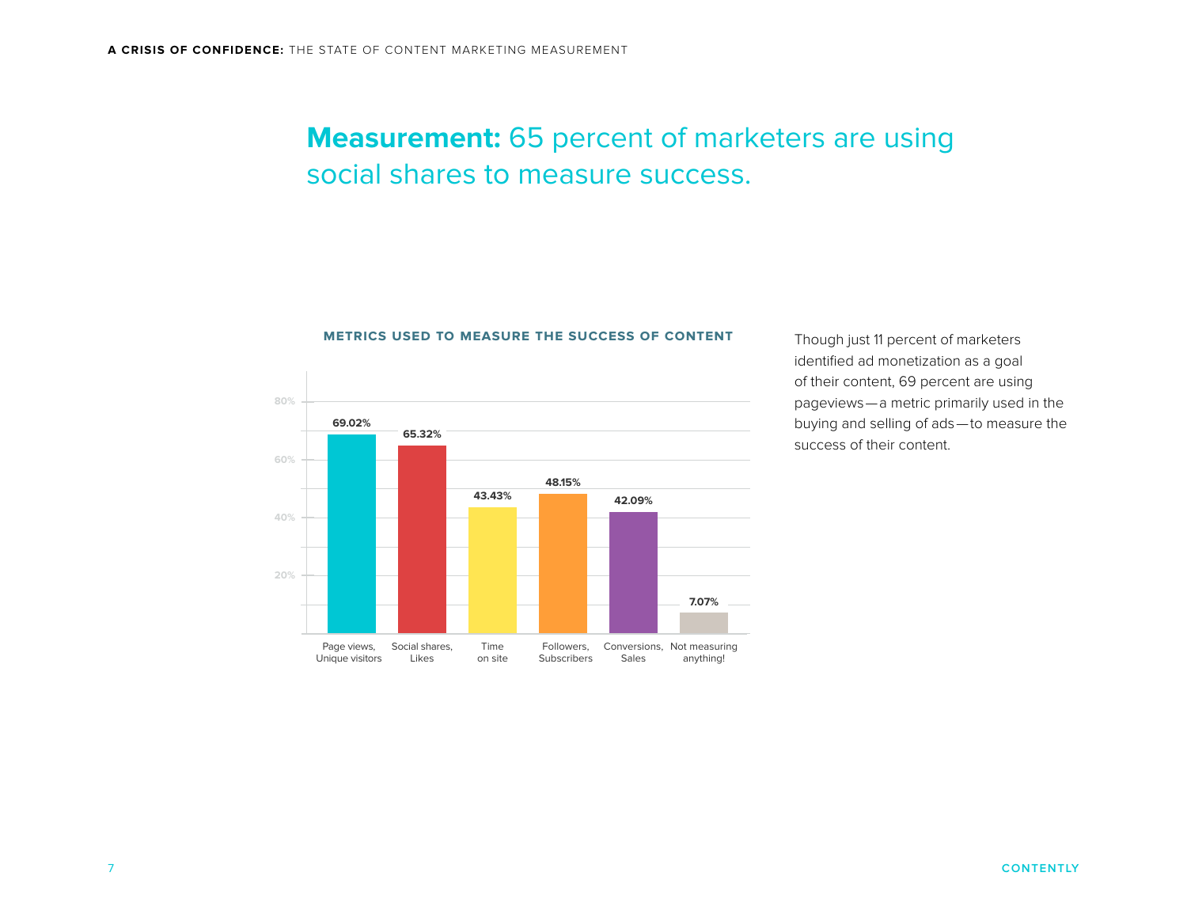## **Measurement:** 65 percent of marketers are using social shares to measure success.

**METRICS USED TO MEASURE THE SUCCESS OF CONTENT**

| Metric | Percentage |
| --- | --- |
| Page views, Unique visitors | 69.02% |
| Social shares, Likes | 65.32% |
| Time on site | 43.43% |
| Followers, Subscribers | 48.15% |
| Conversions, Sales | 42.09% |
| Not measuring anything! | 7.07% |

Though just 11 percent of marketers identified ad monetization as a goal of their content, 69 percent are using pageviews—a metric primarily used in the buying and selling of ads—to measure the success of their content.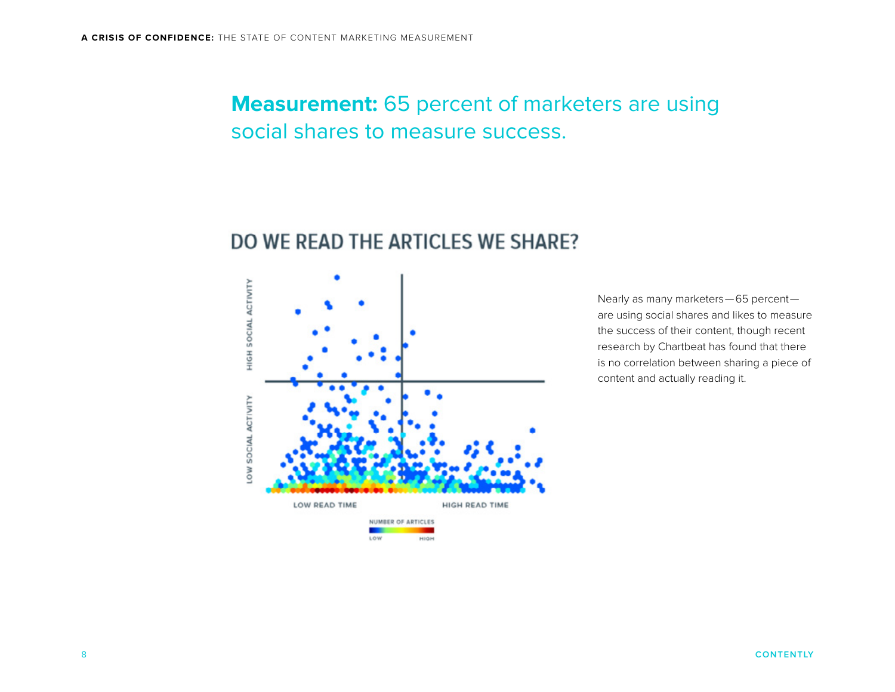## **Measurement:** 65 percent of marketers are using social shares to measure success.

### DO WE READ THE ARTICLES WE SHARE?

HIGH SOCIAL ACTIVITY

LOW SOCIAL ACTIVITY

LOW READ TIME

HIGH READ TIME

NUMBER OF ARTICLES

LOW HIGH

Nearly as many marketers—65 percent—are using social shares and likes to measure the success of their content, though recent research by Chartbeat has found that there is no correlation between sharing a piece of content and actually reading it.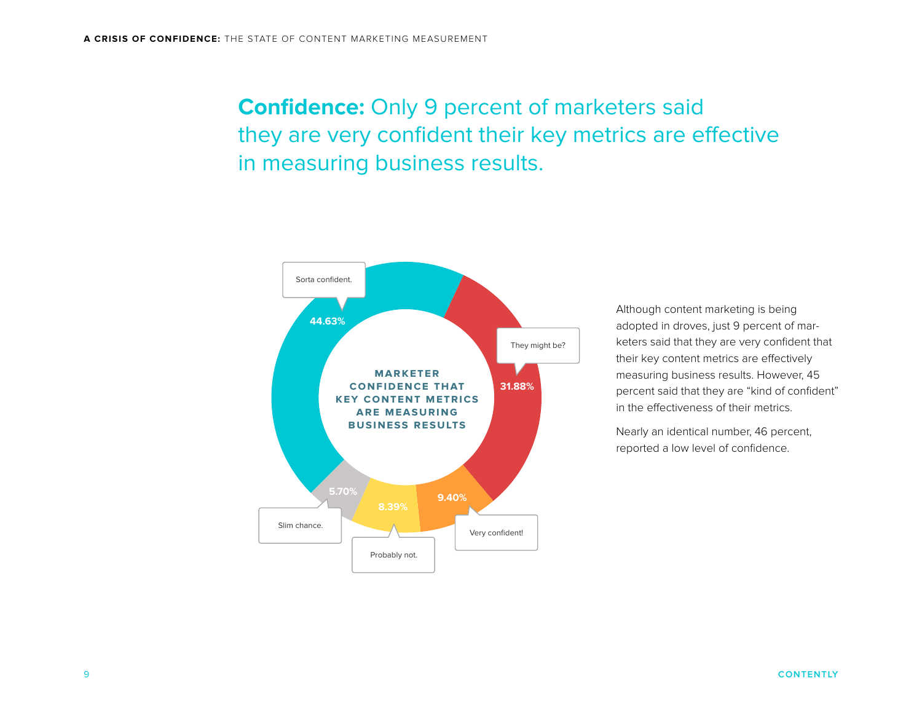## **Confidence:** Only 9 percent of marketers said they are very confident their key metrics are effective in measuring business results.

**MARKETER CONFIDENCE THAT KEY CONTENT METRICS ARE MEASURING BUSINESS RESULTS**

| Response | Percent |
| --- | --- |
| Sorta confident. | 44.63% |
| They might be? | 31.88% |
| Very confident! | 9.40% |
| Probably not. | 8.39% |
| Slim chance. | 5.70% |

Although content marketing is being adopted in droves, just 9 percent of marketers said that they are very confident that their key content metrics are effectively measuring business results. However, 45 percent said that they are "kind of confident" in the effectiveness of their metrics.

Nearly an identical number, 46 percent, reported a low level of confidence.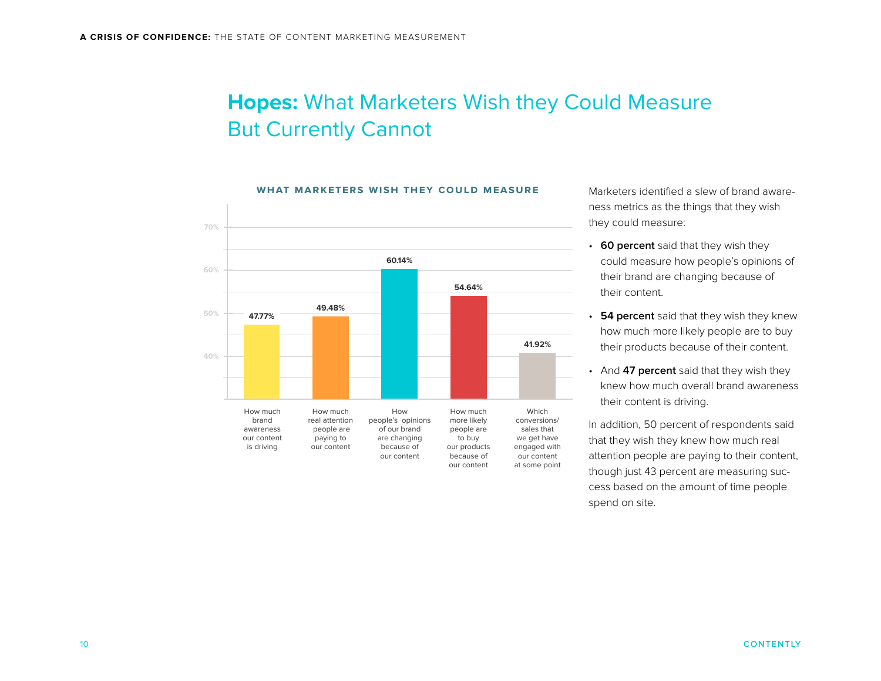# **Hopes:** What Marketers Wish they Could Measure But Currently Cannot

**WHAT MARKETERS WISH THEY COULD MEASURE**

| Metric | Percent |
|---|---|
| How much brand awareness our content is driving | 47.77% |
| How much real attention people are paying to our content | 49.48% |
| How people's opinions of our brand are changing because of our content | 60.14% |
| How much more likely people are to buy our products because of our content | 54.64% |
| Which conversions/ sales that we get have engaged with our content at some point | 41.92% |

Marketers identified a slew of brand awareness metrics as the things that they wish they could measure:

- **60 percent** said that they wish they could measure how people's opinions of their brand are changing because of their content.
- **54 percent** said that they wish they knew how much more likely people are to buy their products because of their content.
- And **47 percent** said that they wish they knew how much overall brand awareness their content is driving.

In addition, 50 percent of respondents said that they wish they knew how much real attention people are paying to their content, though just 43 percent are measuring success based on the amount of time people spend on site.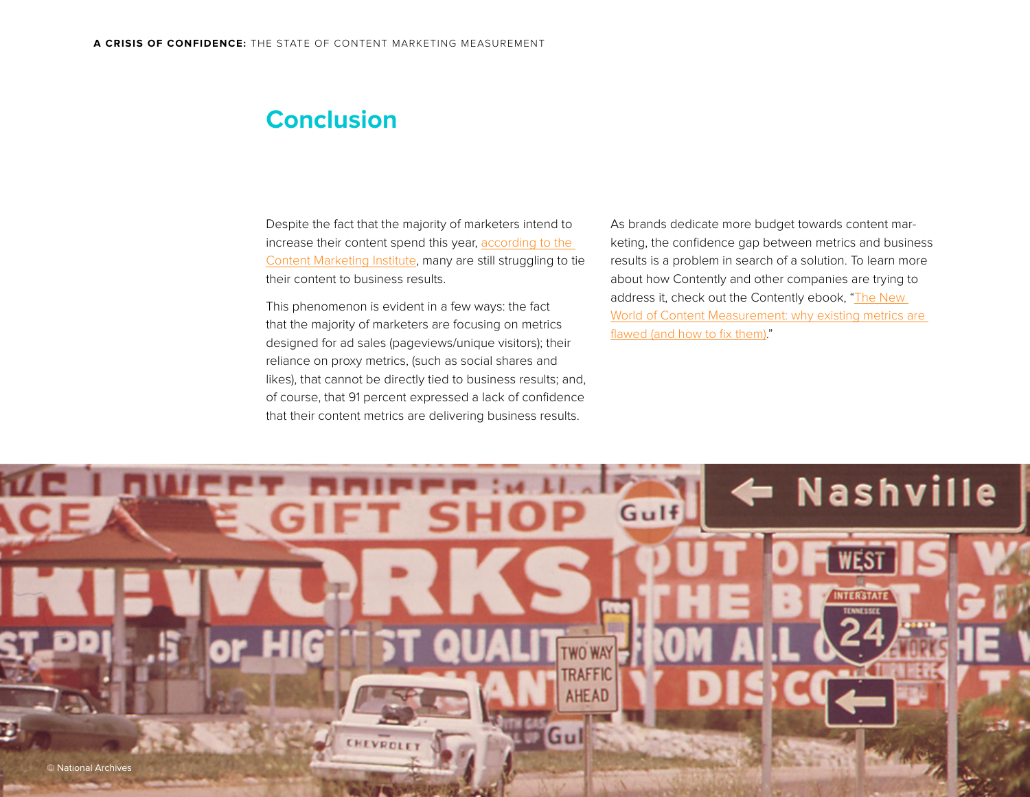# Conclusion

Despite the fact that the majority of marketers intend to increase their content spend this year, according to the Content Marketing Institute, many are still struggling to tie their content to business results.

This phenomenon is evident in a few ways: the fact that the majority of marketers are focusing on metrics designed for ad sales (pageviews/unique visitors); their reliance on proxy metrics, (such as social shares and likes), that cannot be directly tied to business results; and, of course, that 91 percent expressed a lack of confidence that their content metrics are delivering business results.

As brands dedicate more budget towards content marketing, the confidence gap between metrics and business results is a problem in search of a solution. To learn more about how Contently and other companies are trying to address it, check out the Contently ebook, "The New World of Content Measurement: why existing metrics are flawed (and how to fix them)."

© National Archives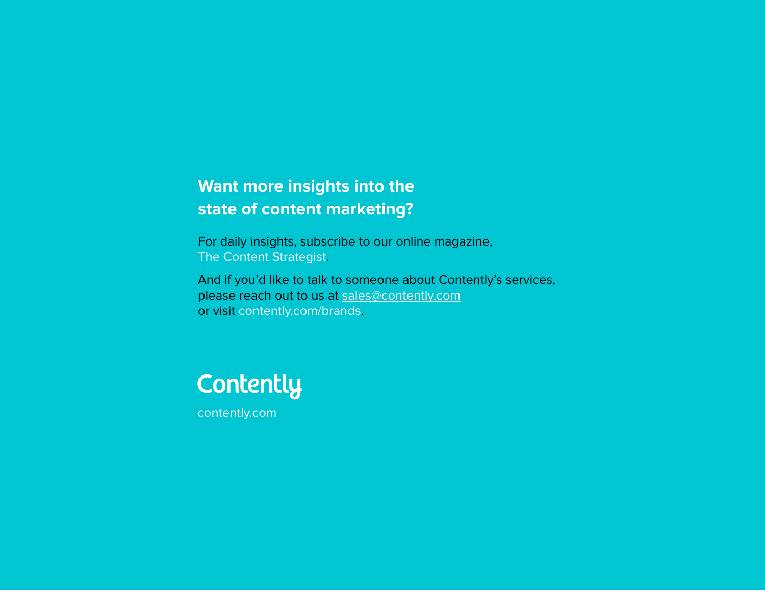## Want more insights into the state of content marketing?

For daily insights, subscribe to our online magazine, The Content Strategist.

And if you'd like to talk to someone about Contently's services, please reach out to us at sales@contently.com or visit contently.com/brands.

Contently

contently.com